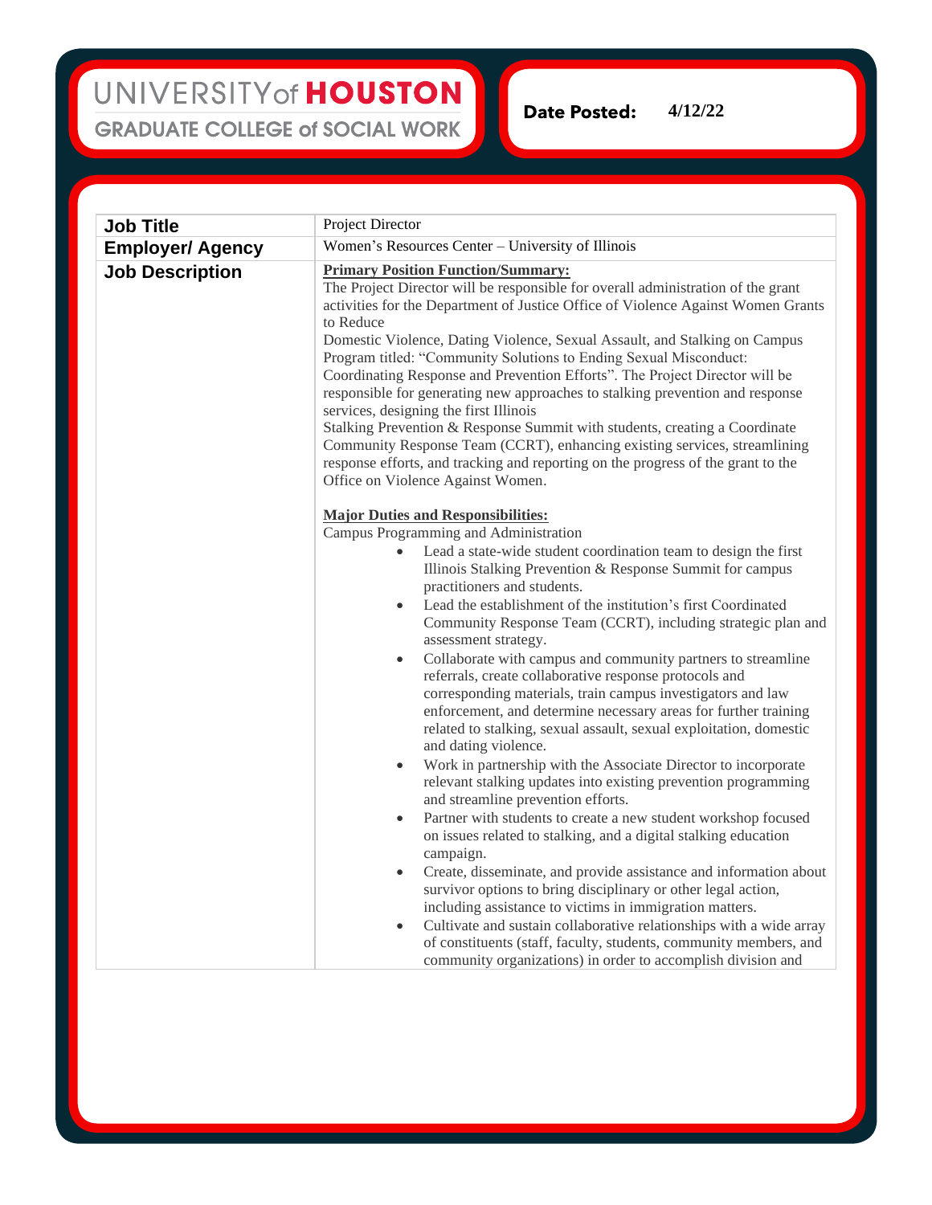UNIVERSITY of **HOUSTON**

GRADUATE COLLEGE of SOCIAL WORK

**Date Posted:** 4/12/22

| | |
|---|---|
| **Job Title** | Project Director |
| **Employer/ Agency** | Women's Resources Center – University of Illinois |
| **Job Description** | **Primary Position Function/Summary:** The Project Director will be responsible for overall administration of the grant activities for the Department of Justice Office of Violence Against Women Grants to Reduce Domestic Violence, Dating Violence, Sexual Assault, and Stalking on Campus Program titled: "Community Solutions to Ending Sexual Misconduct: Coordinating Response and Prevention Efforts". The Project Director will be responsible for generating new approaches to stalking prevention and response services, designing the first Illinois Stalking Prevention & Response Summit with students, creating a Coordinate Community Response Team (CCRT), enhancing existing services, streamlining response efforts, and tracking and reporting on the progress of the grant to the Office on Violence Against Women.<br><br>**Major Duties and Responsibilities:**<br>Campus Programming and Administration<br>• Lead a state-wide student coordination team to design the first Illinois Stalking Prevention & Response Summit for campus practitioners and students.<br>• Lead the establishment of the institution's first Coordinated Community Response Team (CCRT), including strategic plan and assessment strategy.<br>• Collaborate with campus and community partners to streamline referrals, create collaborative response protocols and corresponding materials, train campus investigators and law enforcement, and determine necessary areas for further training related to stalking, sexual assault, sexual exploitation, domestic and dating violence.<br>• Work in partnership with the Associate Director to incorporate relevant stalking updates into existing prevention programming and streamline prevention efforts.<br>• Partner with students to create a new student workshop focused on issues related to stalking, and a digital stalking education campaign.<br>• Create, disseminate, and provide assistance and information about survivor options to bring disciplinary or other legal action, including assistance to victims in immigration matters.<br>• Cultivate and sustain collaborative relationships with a wide array of constituents (staff, faculty, students, community members, and community organizations) in order to accomplish division and |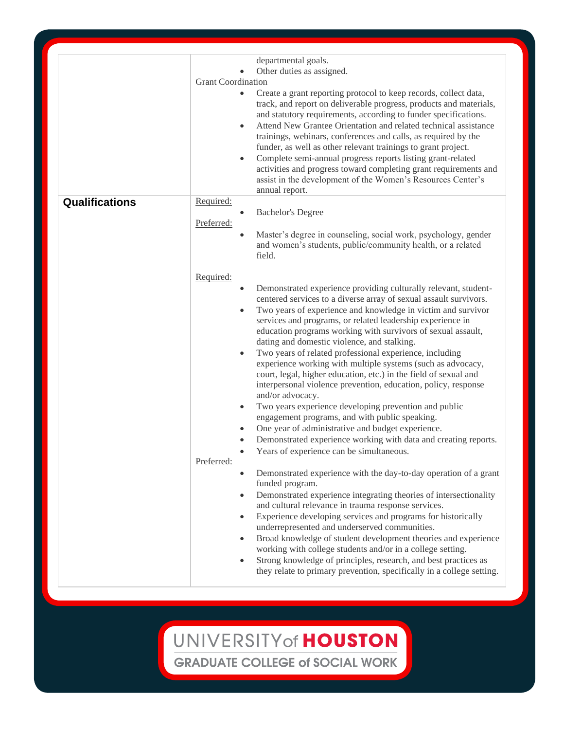| | |
|---|---|
| | departmental goals.<br>• Other duties as assigned.<br>Grant Coordination<br>• Create a grant reporting protocol to keep records, collect data, track, and report on deliverable progress, products and materials, and statutory requirements, according to funder specifications.<br>• Attend New Grantee Orientation and related technical assistance trainings, webinars, conferences and calls, as required by the funder, as well as other relevant trainings to grant project.<br>• Complete semi-annual progress reports listing grant-related activities and progress toward completing grant requirements and assist in the development of the Women's Resources Center's annual report. |
| **Qualifications** | Required:<br>• Bachelor's Degree<br>Preferred:<br>• Master's degree in counseling, social work, psychology, gender and women's students, public/community health, or a related field.<br><br>Required:<br>• Demonstrated experience providing culturally relevant, student-centered services to a diverse array of sexual assault survivors.<br>• Two years of experience and knowledge in victim and survivor services and programs, or related leadership experience in education programs working with survivors of sexual assault, dating and domestic violence, and stalking.<br>• Two years of related professional experience, including experience working with multiple systems (such as advocacy, court, legal, higher education, etc.) in the field of sexual and interpersonal violence prevention, education, policy, response and/or advocacy.<br>• Two years experience developing prevention and public engagement programs, and with public speaking.<br>• One year of administrative and budget experience.<br>• Demonstrated experience working with data and creating reports.<br>• Years of experience can be simultaneous.<br>Preferred:<br>• Demonstrated experience with the day-to-day operation of a grant funded program.<br>• Demonstrated experience integrating theories of intersectionality and cultural relevance in trauma response services.<br>• Experience developing services and programs for historically underrepresented and underserved communities.<br>• Broad knowledge of student development theories and experience working with college students and/or in a college setting.<br>• Strong knowledge of principles, research, and best practices as they relate to primary prevention, specifically in a college setting. |

UNIVERSITY of HOUSTON
GRADUATE COLLEGE of SOCIAL WORK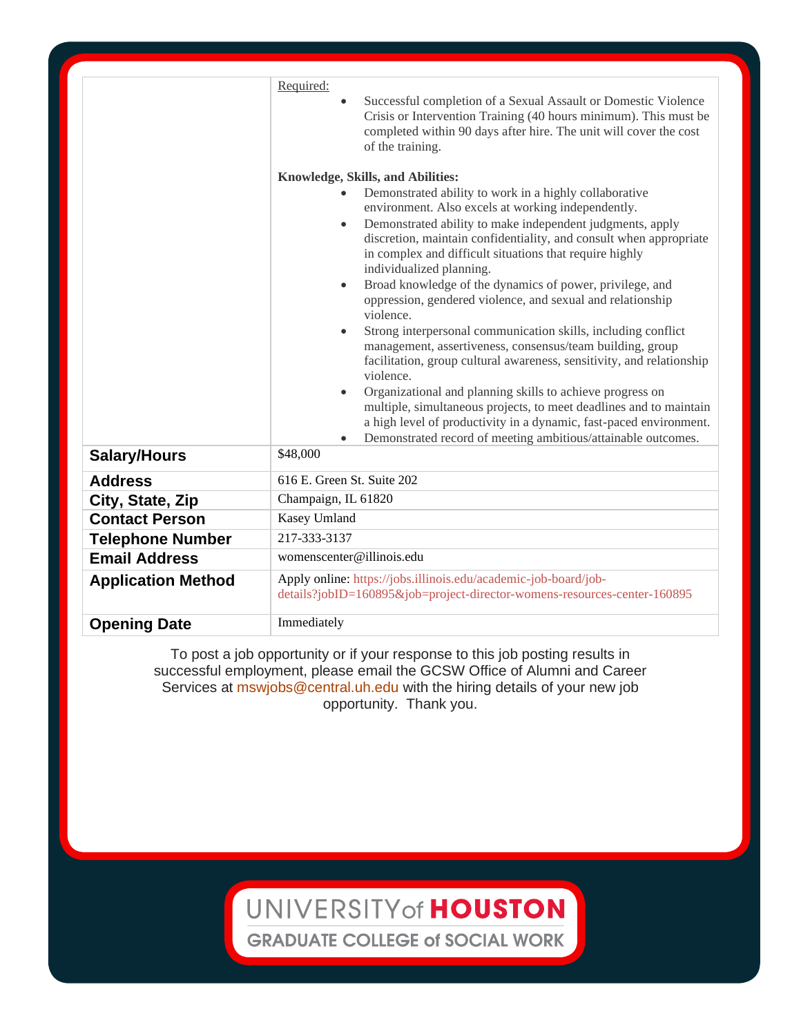| | |
|---|---|
| | Required:<br>• Successful completion of a Sexual Assault or Domestic Violence Crisis or Intervention Training (40 hours minimum). This must be completed within 90 days after hire. The unit will cover the cost of the training.<br><br>**Knowledge, Skills, and Abilities:**<br>• Demonstrated ability to work in a highly collaborative environment. Also excels at working independently.<br>• Demonstrated ability to make independent judgments, apply discretion, maintain confidentiality, and consult when appropriate in complex and difficult situations that require highly individualized planning.<br>• Broad knowledge of the dynamics of power, privilege, and oppression, gendered violence, and sexual and relationship violence.<br>• Strong interpersonal communication skills, including conflict management, assertiveness, consensus/team building, group facilitation, group cultural awareness, sensitivity, and relationship violence.<br>• Organizational and planning skills to achieve progress on multiple, simultaneous projects, to meet deadlines and to maintain a high level of productivity in a dynamic, fast-paced environment.<br>• Demonstrated record of meeting ambitious/attainable outcomes. |
| **Salary/Hours** | $48,000 |
| **Address** | 616 E. Green St. Suite 202 |
| **City, State, Zip** | Champaign, IL 61820 |
| **Contact Person** | Kasey Umland |
| **Telephone Number** | 217-333-3137 |
| **Email Address** | womenscenter@illinois.edu |
| **Application Method** | Apply online: https://jobs.illinois.edu/academic-job-board/job-details?jobID=160895&job=project-director-womens-resources-center-160895 |
| **Opening Date** | Immediately |

To post a job opportunity or if your response to this job posting results in successful employment, please email the GCSW Office of Alumni and Career Services at mswjobs@central.uh.edu with the hiring details of your new job opportunity. Thank you.

UNIVERSITY of HOUSTON
GRADUATE COLLEGE of SOCIAL WORK